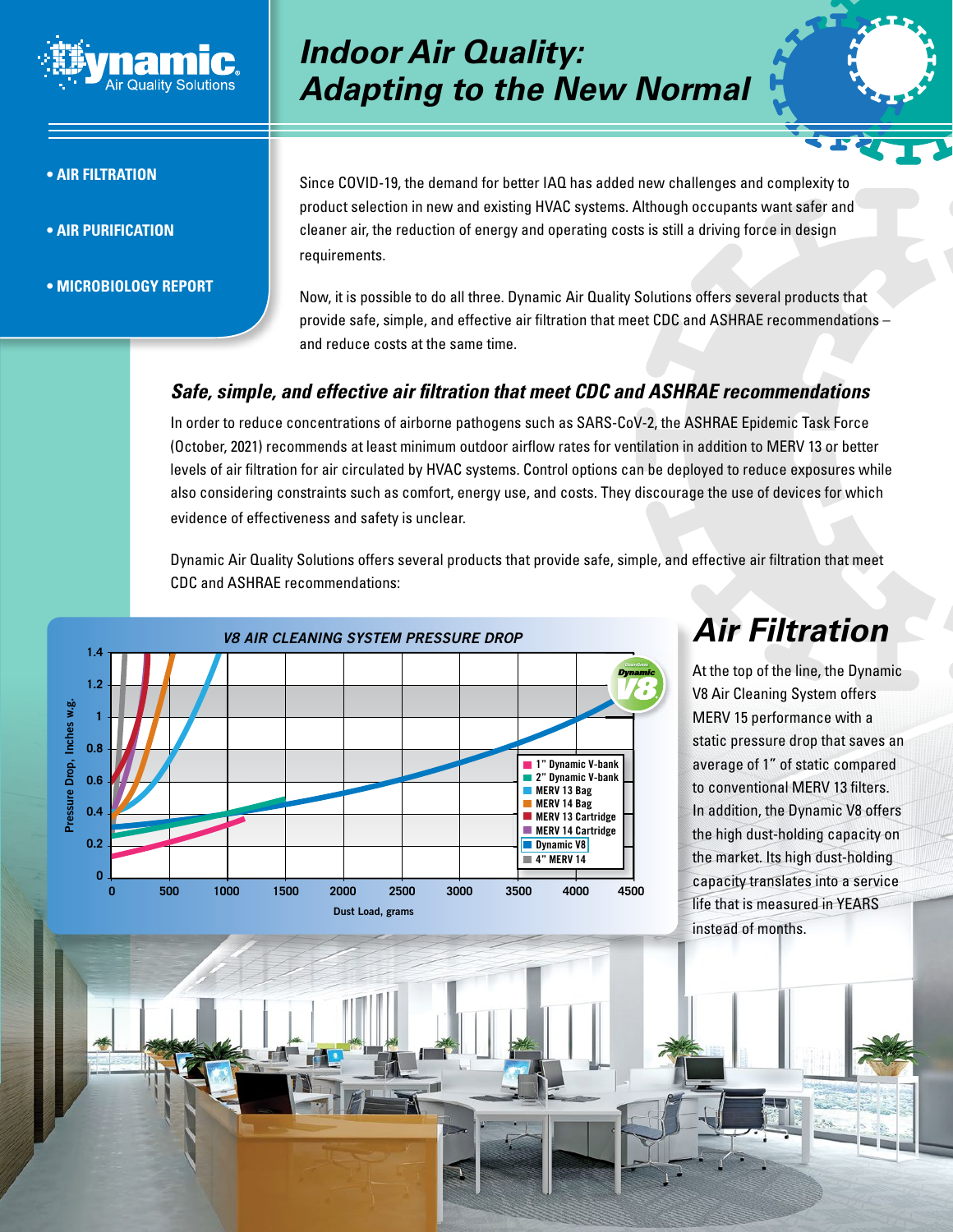# Indoor Air Quality: Adapting to the New Normal

- AIR FILTRATION
- AIR PURIFICATION
- MICROBIOLOGY REPORT

Since COVID-19, the demand for better IAQ has added new challenges and complexity to product selection in new and existing HVAC systems. Although occupants want safer and cleaner air, the reduction of energy and operating costs is still a driving force in design requirements.

Now, it is possible to do all three. Dynamic Air Quality Solutions offers several products that provide safe, simple, and effective air filtration that meet CDC and ASHRAE recommendations – and reduce costs at the same time.

### *Safe, simple, and effective air filtration that meet CDC and ASHRAE recommendations*

In order to reduce concentrations of airborne pathogens such as SARS-CoV-2, the ASHRAE Epidemic Task Force (October, 2021) recommends at least minimum outdoor airflow rates for ventilation in addition to MERV 13 or better levels of air filtration for air circulated by HVAC systems. Control options can be deployed to reduce exposures while also considering constraints such as comfort, energy use, and costs. They discourage the use of devices for which evidence of effectiveness and safety is unclear.

Dynamic Air Quality Solutions offers several products that provide safe, simple, and effective air filtration that meet CDC and ASHRAE recommendations:

## Air Filtration

At the top of the line, the Dynamic V8 Air Cleaning System offers MERV 15 performance with a static pressure drop that saves an average of 1" of static compared to conventional MERV 13 filters. In addition, the Dynamic V8 offers the high dust-holding capacity on the market. Its high dust-holding capacity translates into a service life that is measured in YEARS instead of months.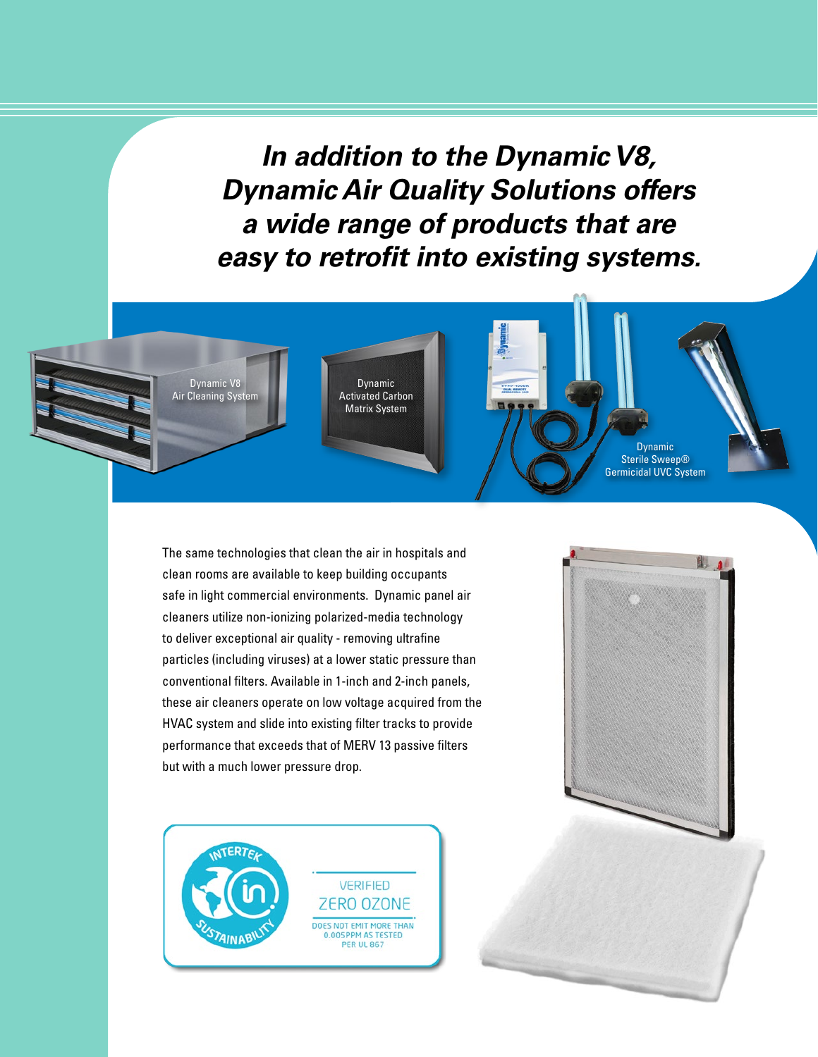***In addition to the Dynamic V8, Dynamic Air Quality Solutions offers a wide range of products that are easy to retrofit into existing systems.***

Dynamic V8 Air Cleaning System

Dynamic Activated Carbon Matrix System

Dynamic Sterile Sweep® Germicidal UVC System

The same technologies that clean the air in hospitals and clean rooms are available to keep building occupants safe in light commercial environments. Dynamic panel air cleaners utilize non-ionizing polarized-media technology to deliver exceptional air quality - removing ultrafine particles (including viruses) at a lower static pressure than conventional filters. Available in 1-inch and 2-inch panels, these air cleaners operate on low voltage acquired from the HVAC system and slide into existing filter tracks to provide performance that exceeds that of MERV 13 passive filters but with a much lower pressure drop.

INTERTEK SUSTAINABILITY

VERIFIED ZERO OZONE

DOES NOT EMIT MORE THAN 0.005PPM AS TESTED PER UL 867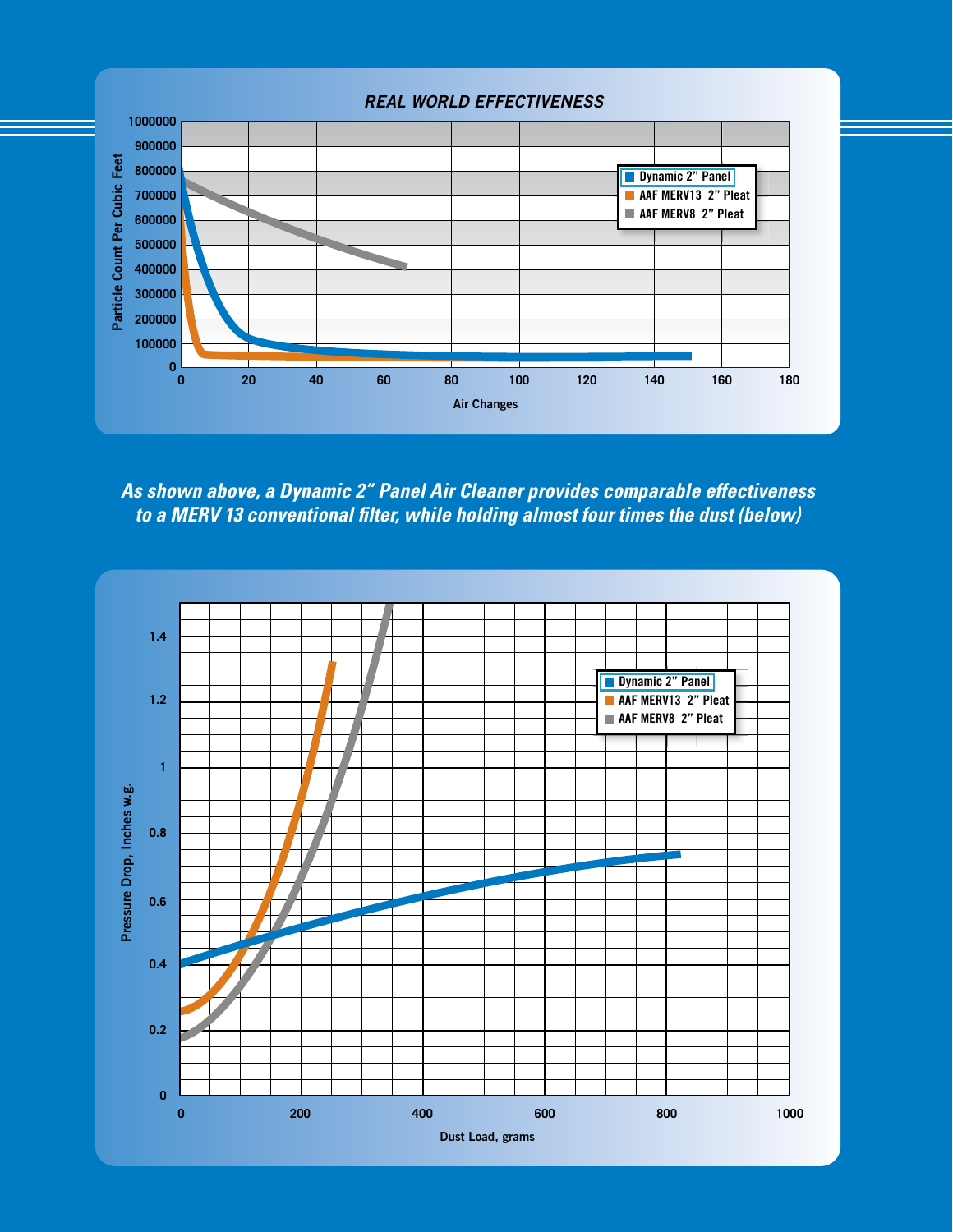REAL WORLD EFFECTIVENESS

***As shown above, a Dynamic 2" Panel Air Cleaner provides comparable effectiveness to a MERV 13 conventional filter, while holding almost four times the dust (below)***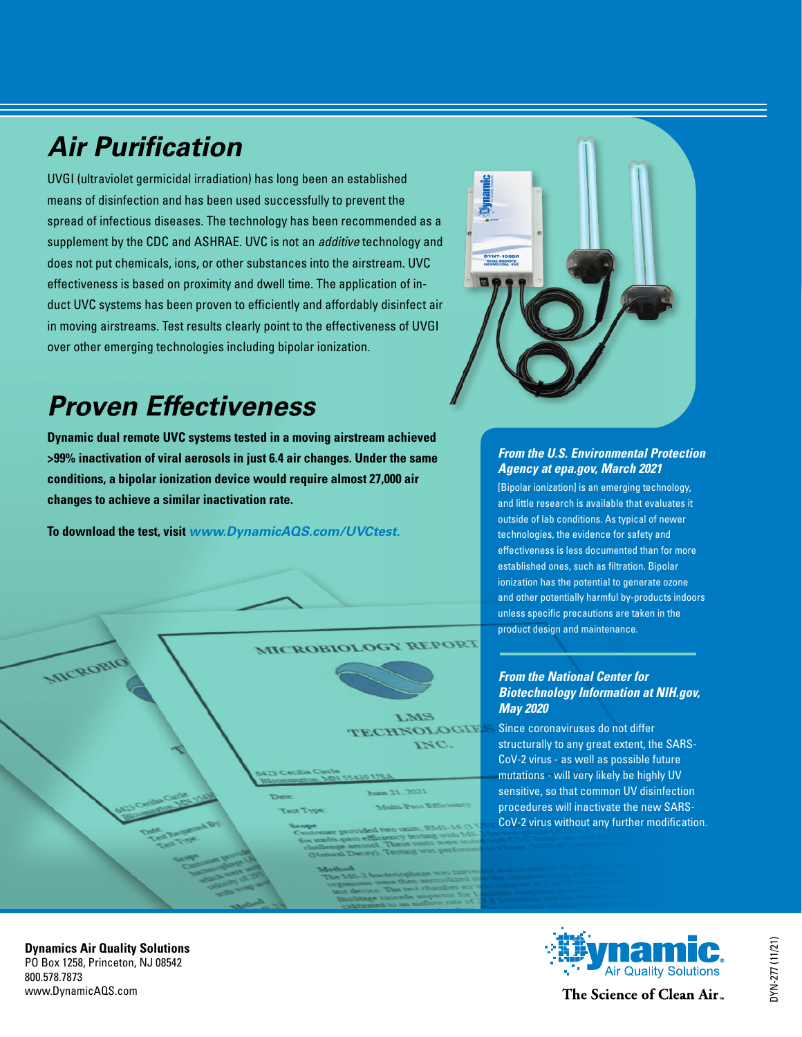## Air Purification

UVGI (ultraviolet germicidal irradiation) has long been an established means of disinfection and has been used successfully to prevent the spread of infectious diseases. The technology has been recommended as a supplement by the CDC and ASHRAE. UVC is not an *additive* technology and does not put chemicals, ions, or other substances into the airstream. UVC effectiveness is based on proximity and dwell time. The application of in-duct UVC systems has been proven to efficiently and affordably disinfect air in moving airstreams. Test results clearly point to the effectiveness of UVGI over other emerging technologies including bipolar ionization.

## Proven Effectiveness

**Dynamic dual remote UVC systems tested in a moving airstream achieved >99% inactivation of viral aerosols in just 6.4 air changes. Under the same conditions, a bipolar ionization device would require almost 27,000 air changes to achieve a similar inactivation rate.**

**To download the test, visit *www.DynamicAQS.com/UVCtest.***

### *From the U.S. Environmental Protection Agency at epa.gov, March 2021*

[Bipolar ionization] is an emerging technology, and little research is available that evaluates it outside of lab conditions. As typical of newer technologies, the evidence for safety and effectiveness is less documented than for more established ones, such as filtration. Bipolar ionization has the potential to generate ozone and other potentially harmful by-products indoors unless specific precautions are taken in the product design and maintenance.

### *From the National Center for Biotechnology Information at NIH.gov, May 2020*

Since coronaviruses do not differ structurally to any great extent, the SARS-CoV-2 virus - as well as possible future mutations - will very likely be highly UV sensitive, so that common UV disinfection procedures will inactivate the new SARS-CoV-2 virus without any further modification.

**Dynamics Air Quality Solutions**
PO Box 1258, Princeton, NJ 08542
800.578.7873
www.DynamicAQS.com

Dynamic® Air Quality Solutions
The Science of Clean Air™

DYN-277 (11/21)